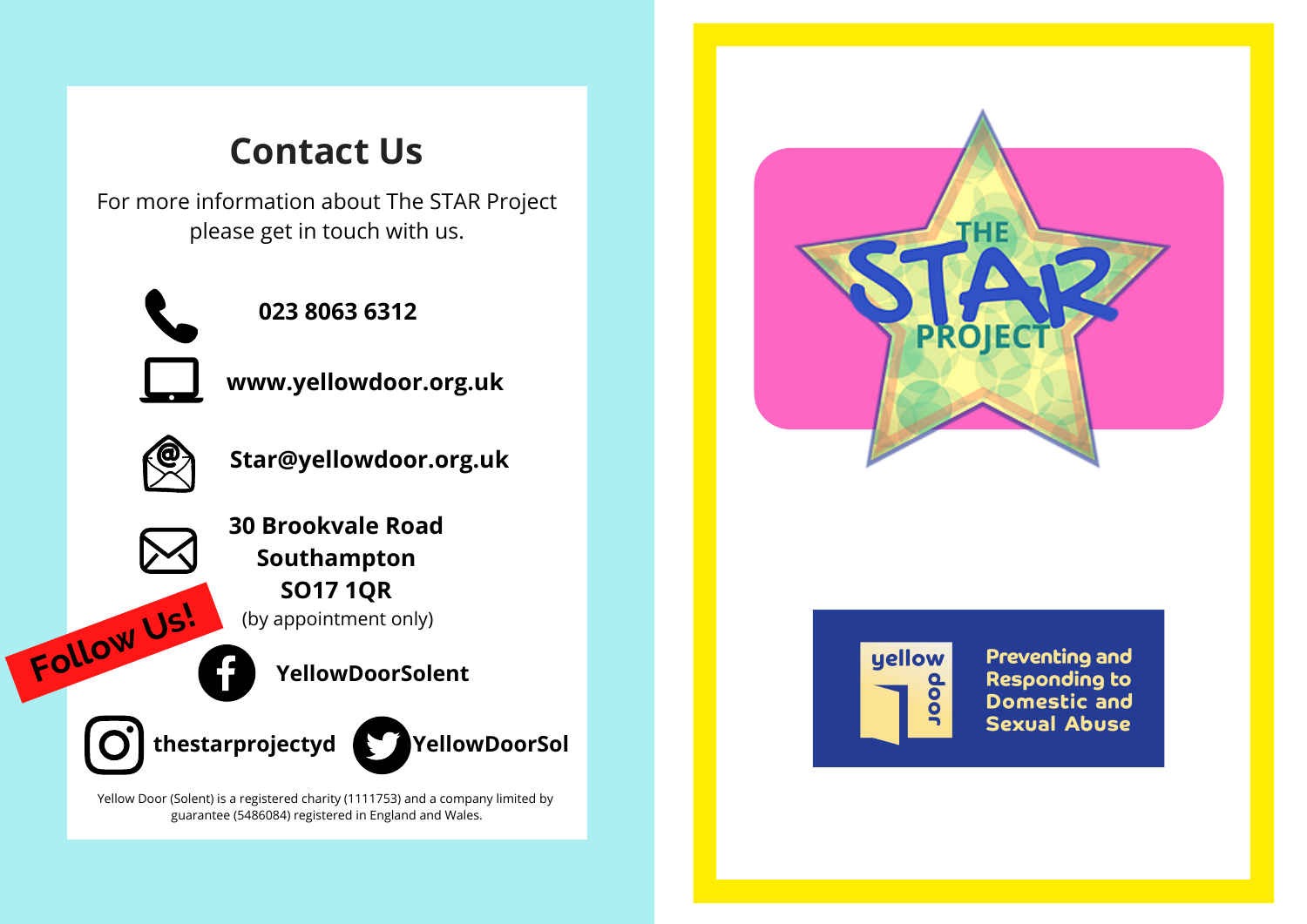## Contact Us

For more information about The STAR Project please get in touch with us.

**023 8063 6312**

**www.yellowdoor.org.uk**

**Star@yellowdoor.org.uk**

**30 Brookvale Road**
**Southampton**
**SO17 1QR**
(by appointment only)

**Follow Us!**

**YellowDoorSolent**

**thestarprojectyd**

**YellowDoorSol**

Yellow Door (Solent) is a registered charity (1111753) and a company limited by guarantee (5486084) registered in England and Wales.

# THE STAR PROJECT

yellow door

**Preventing and Responding to Domestic and Sexual Abuse**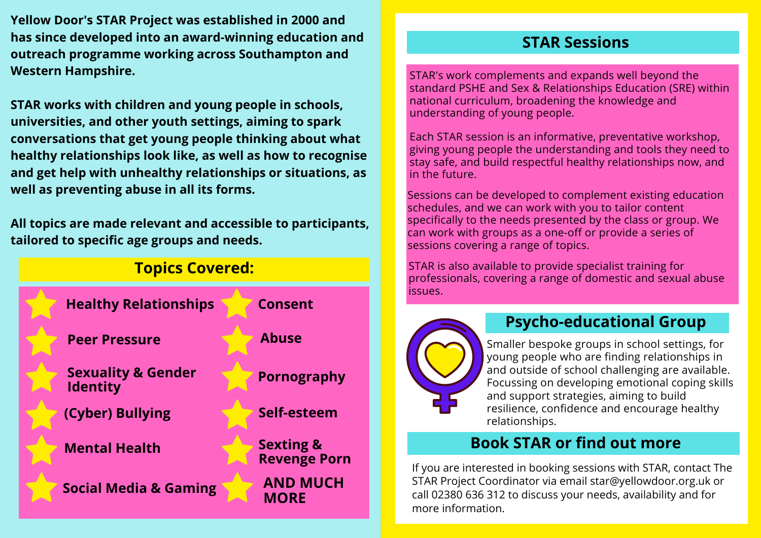**Yellow Door's STAR Project was established in 2000 and has since developed into an award-winning education and outreach programme working across Southampton and Western Hampshire.**

**STAR works with children and young people in schools, universities, and other youth settings, aiming to spark conversations that get young people thinking about what healthy relationships look like, as well as how to recognise and get help with unhealthy relationships or situations, as well as preventing abuse in all its forms.**

**All topics are made relevant and accessible to participants, tailored to specific age groups and needs.**

## Topics Covered:

- **Healthy Relationships**
- **Consent**
- **Peer Pressure**
- **Abuse**
- **Sexuality & Gender Identity**
- **Pornography**
- **(Cyber) Bullying**
- **Self-esteem**
- **Mental Health**
- **Sexting & Revenge Porn**
- **Social Media & Gaming**
- **AND MUCH MORE**

## STAR Sessions

STAR's work complements and expands well beyond the standard PSHE and Sex & Relationships Education (SRE) within national curriculum, broadening the knowledge and understanding of young people.

Each STAR session is an informative, preventative workshop, giving young people the understanding and tools they need to stay safe, and build respectful healthy relationships now, and in the future.

Sessions can be developed to complement existing education schedules, and we can work with you to tailor content specifically to the needs presented by the class or group. We can work with groups as a one-off or provide a series of sessions covering a range of topics.

STAR is also available to provide specialist training for professionals, covering a range of domestic and sexual abuse issues.

## Psycho-educational Group

Smaller bespoke groups in school settings, for young people who are finding relationships in and outside of school challenging are available. Focussing on developing emotional coping skills and support strategies, aiming to build resilience, confidence and encourage healthy relationships.

## Book STAR or find out more

If you are interested in booking sessions with STAR, contact The STAR Project Coordinator via email star@yellowdoor.org.uk or call 02380 636 312 to discuss your needs, availability and for more information.